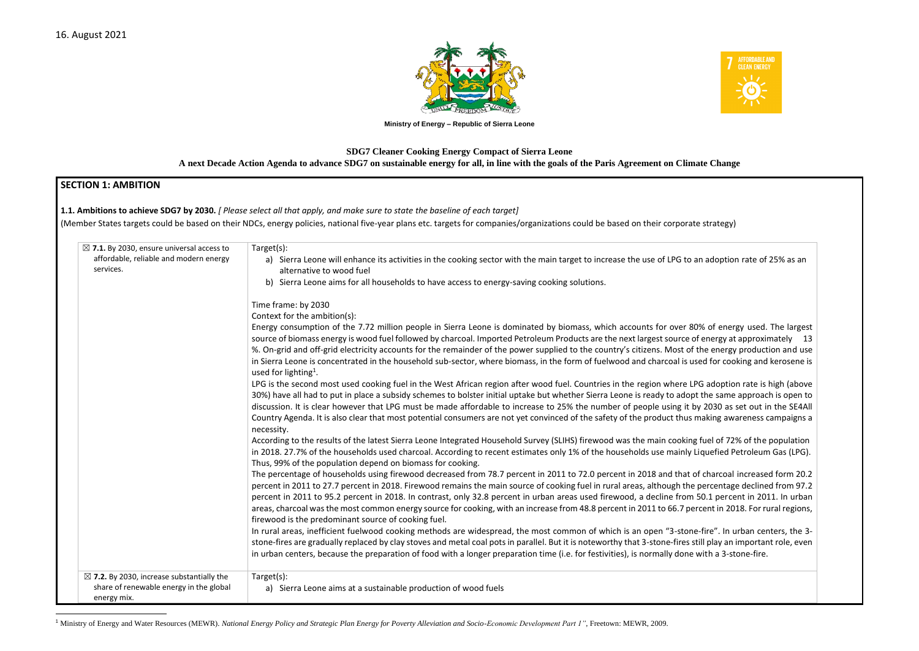16. August 2021

**Ministry of Energy – Republic of Sierra Leone**

**SDG7 Cleaner Cooking Energy Compact of Sierra Leone**

**A next Decade Action Agenda to advance SDG7 on sustainable energy for all, in line with the goals of the Paris Agreement on Climate Change**

## SECTION 1: AMBITION

**1.1. Ambitions to achieve SDG7 by 2030.** *[ Please select all that apply, and make sure to state the baseline of each target]*

(Member States targets could be based on their NDCs, energy policies, national five-year plans etc. targets for companies/organizations could be based on their corporate strategy)

| | |
|---|---|
| ☒ **7.1.** By 2030, ensure universal access to affordable, reliable and modern energy services. | Target(s):<br>a) Sierra Leone will enhance its activities in the cooking sector with the main target to increase the use of LPG to an adoption rate of 25% as an alternative to wood fuel<br>b) Sierra Leone aims for all households to have access to energy-saving cooking solutions.<br><br>Time frame: by 2030<br>Context for the ambition(s):<br>Energy consumption of the 7.72 million people in Sierra Leone is dominated by biomass, which accounts for over 80% of energy used. The largest source of biomass energy is wood fuel followed by charcoal. Imported Petroleum Products are the next largest source of energy at approximately 13 %. On-grid and off-grid electricity accounts for the remainder of the power supplied to the country's citizens. Most of the energy production and use in Sierra Leone is concentrated in the household sub-sector, where biomass, in the form of fuelwood and charcoal is used for cooking and kerosene is used for lighting[1].<br>LPG is the second most used cooking fuel in the West African region after wood fuel. Countries in the region where LPG adoption rate is high (above 30%) have all had to put in place a subsidy schemes to bolster initial uptake but whether Sierra Leone is ready to adopt the same approach is open to discussion. It is clear however that LPG must be made affordable to increase to 25% the number of people using it by 2030 as set out in the SE4All Country Agenda. It is also clear that most potential consumers are not yet convinced of the safety of the product thus making awareness campaigns a necessity.<br>According to the results of the latest Sierra Leone Integrated Household Survey (SLIHS) firewood was the main cooking fuel of 72% of the population in 2018. 27.7% of the households used charcoal. According to recent estimates only 1% of the households use mainly Liquefied Petroleum Gas (LPG). Thus, 99% of the population depend on biomass for cooking.<br>The percentage of households using firewood decreased from 78.7 percent in 2011 to 72.0 percent in 2018 and that of charcoal increased form 20.2 percent in 2011 to 27.7 percent in 2018. Firewood remains the main source of cooking fuel in rural areas, although the percentage declined from 97.2 percent in 2011 to 95.2 percent in 2018. In contrast, only 32.8 percent in urban areas used firewood, a decline from 50.1 percent in 2011. In urban areas, charcoal was the most common energy source for cooking, with an increase from 48.8 percent in 2011 to 66.7 percent in 2018. For rural regions, firewood is the predominant source of cooking fuel.<br>In rural areas, inefficient fuelwood cooking methods are widespread, the most common of which is an open "3-stone-fire". In urban centers, the 3-stone-fires are gradually replaced by clay stoves and metal coal pots in parallel. But it is noteworthy that 3-stone-fires still play an important role, even in urban centers, because the preparation of food with a longer preparation time (i.e. for festivities), is normally done with a 3-stone-fire. |
| ☒ **7.2.** By 2030, increase substantially the share of renewable energy in the global energy mix. | Target(s):<br>a) Sierra Leone aims at a sustainable production of wood fuels |

[1] Ministry of Energy and Water Resources (MEWR). *National Energy Policy and Strategic Plan Energy for Poverty Alleviation and Socio-Economic Development Part 1"*, Freetown: MEWR, 2009.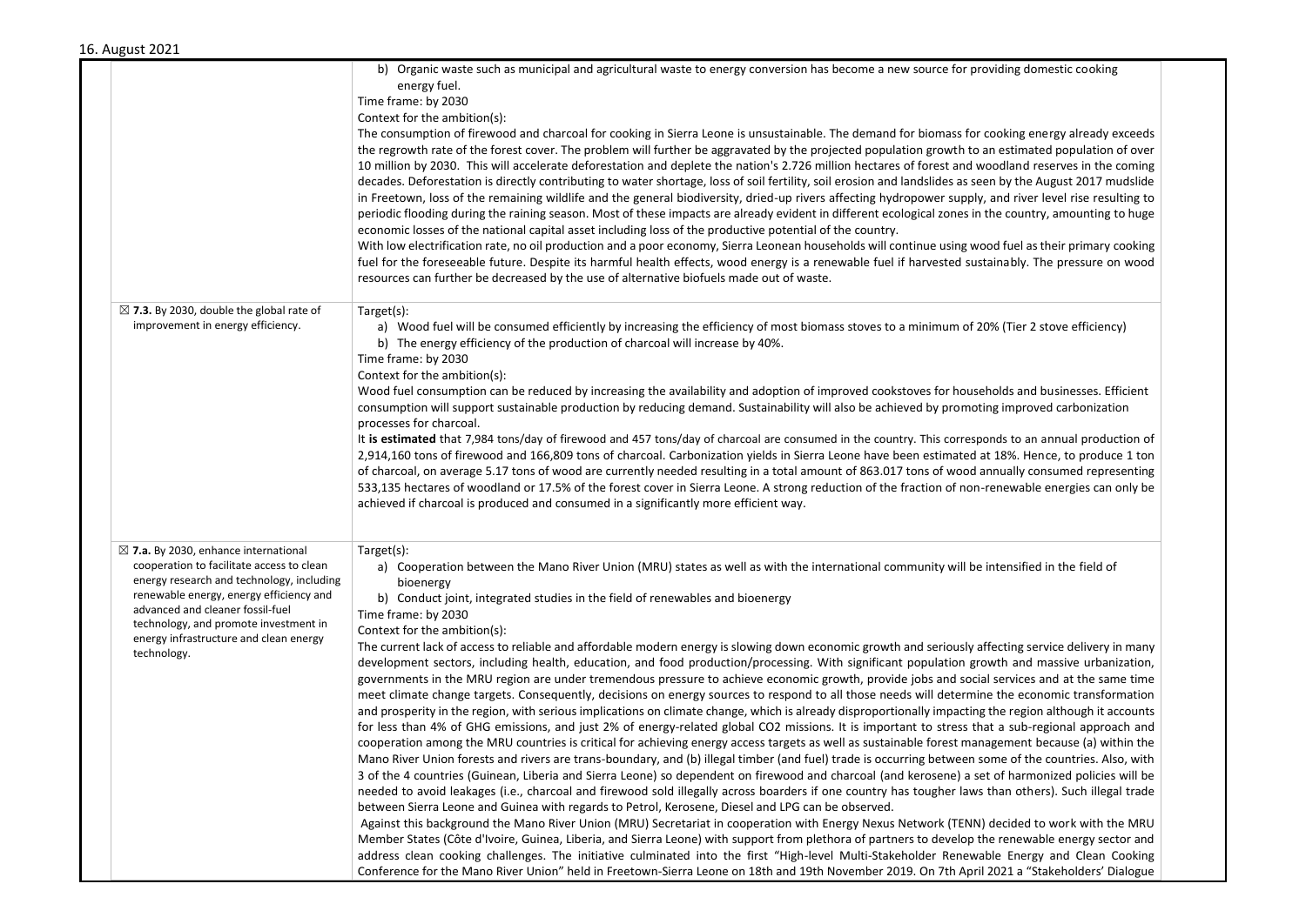| | |
|---|---|
| | b) Organic waste such as municipal and agricultural waste to energy conversion has become a new source for providing domestic cooking energy fuel.<br>Time frame: by 2030<br>Context for the ambition(s):<br>The consumption of firewood and charcoal for cooking in Sierra Leone is unsustainable. The demand for biomass for cooking energy already exceeds the regrowth rate of the forest cover. The problem will further be aggravated by the projected population growth to an estimated population of over 10 million by 2030. This will accelerate deforestation and deplete the nation's 2.726 million hectares of forest and woodland reserves in the coming decades. Deforestation is directly contributing to water shortage, loss of soil fertility, soil erosion and landslides as seen by the August 2017 mudslide in Freetown, loss of the remaining wildlife and the general biodiversity, dried-up rivers affecting hydropower supply, and river level rise resulting to periodic flooding during the raining season. Most of these impacts are already evident in different ecological zones in the country, amounting to huge economic losses of the national capital asset including loss of the productive potential of the country.<br>With low electrification rate, no oil production and a poor economy, Sierra Leonean households will continue using wood fuel as their primary cooking fuel for the foreseeable future. Despite its harmful health effects, wood energy is a renewable fuel if harvested sustainably. The pressure on wood resources can further be decreased by the use of alternative biofuels made out of waste. |
| ☒ **7.3.** By 2030, double the global rate of improvement in energy efficiency. | Target(s):<br>a) Wood fuel will be consumed efficiently by increasing the efficiency of most biomass stoves to a minimum of 20% (Tier 2 stove efficiency)<br>b) The energy efficiency of the production of charcoal will increase by 40%.<br>Time frame: by 2030<br>Context for the ambition(s):<br>Wood fuel consumption can be reduced by increasing the availability and adoption of improved cookstoves for households and businesses. Efficient consumption will support sustainable production by reducing demand. Sustainability will also be achieved by promoting improved carbonization processes for charcoal.<br>It **is estimated** that 7,984 tons/day of firewood and 457 tons/day of charcoal are consumed in the country. This corresponds to an annual production of 2,914,160 tons of firewood and 166,809 tons of charcoal. Carbonization yields in Sierra Leone have been estimated at 18%. Hence, to produce 1 ton of charcoal, on average 5.17 tons of wood are currently needed resulting in a total amount of 863.017 tons of wood annually consumed representing 533,135 hectares of woodland or 17.5% of the forest cover in Sierra Leone. A strong reduction of the fraction of non-renewable energies can only be achieved if charcoal is produced and consumed in a significantly more efficient way. |
| ☒ **7.a.** By 2030, enhance international cooperation to facilitate access to clean energy research and technology, including renewable energy, energy efficiency and advanced and cleaner fossil-fuel technology, and promote investment in energy infrastructure and clean energy technology. | Target(s):<br>a) Cooperation between the Mano River Union (MRU) states as well as with the international community will be intensified in the field of bioenergy<br>b) Conduct joint, integrated studies in the field of renewables and bioenergy<br>Time frame: by 2030<br>Context for the ambition(s):<br>The current lack of access to reliable and affordable modern energy is slowing down economic growth and seriously affecting service delivery in many development sectors, including health, education, and food production/processing. With significant population growth and massive urbanization, governments in the MRU region are under tremendous pressure to achieve economic growth, provide jobs and social services and at the same time meet climate change targets. Consequently, decisions on energy sources to respond to all those needs will determine the economic transformation and prosperity in the region, with serious implications on climate change, which is already disproportionally impacting the region although it accounts for less than 4% of GHG emissions, and just 2% of energy-related global CO2 missions. It is important to stress that a sub-regional approach and cooperation among the MRU countries is critical for achieving energy access targets as well as sustainable forest management because (a) within the Mano River Union forests and rivers are trans-boundary, and (b) illegal timber (and fuel) trade is occurring between some of the countries. Also, with 3 of the 4 countries (Guinean, Liberia and Sierra Leone) so dependent on firewood and charcoal (and kerosene) a set of harmonized policies will be needed to avoid leakages (i.e., charcoal and firewood sold illegally across boarders if one country has tougher laws than others). Such illegal trade between Sierra Leone and Guinea with regards to Petrol, Kerosene, Diesel and LPG can be observed.<br>Against this background the Mano River Union (MRU) Secretariat in cooperation with Energy Nexus Network (TENN) decided to work with the MRU Member States (Côte d'Ivoire, Guinea, Liberia, and Sierra Leone) with support from plethora of partners to develop the renewable energy sector and address clean cooking challenges. The initiative culminated into the first "High-level Multi-Stakeholder Renewable Energy and Clean Cooking Conference for the Mano River Union" held in Freetown-Sierra Leone on 18th and 19th November 2019. On 7th April 2021 a "Stakeholders' Dialogue |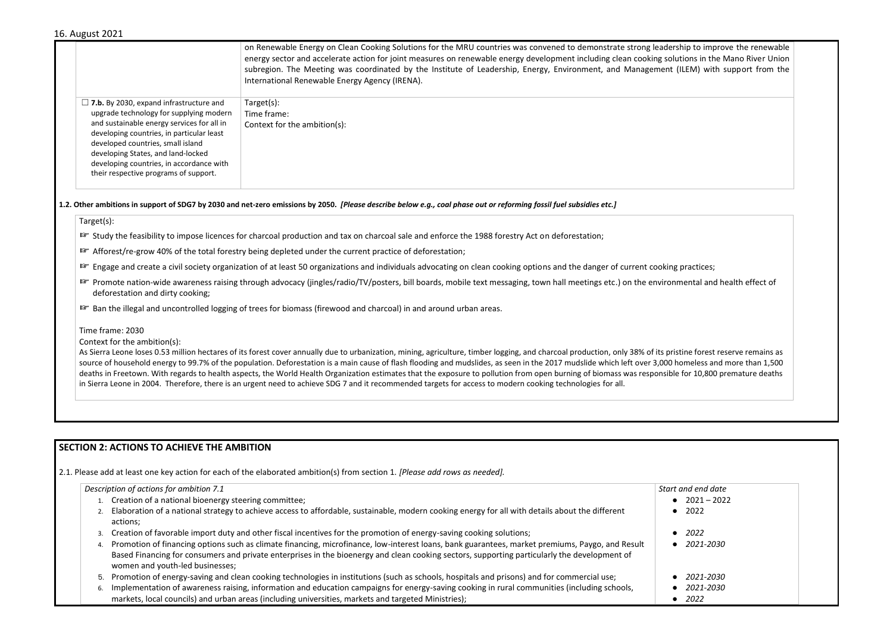| | |
|---|---|
| | on Renewable Energy on Clean Cooking Solutions for the MRU countries was convened to demonstrate strong leadership to improve the renewable energy sector and accelerate action for joint measures on renewable energy development including clean cooking solutions in the Mano River Union subregion. The Meeting was coordinated by the Institute of Leadership, Energy, Environment, and Management (ILEM) with support from the International Renewable Energy Agency (IRENA). |
| ☐ **7.b.** By 2030, expand infrastructure and upgrade technology for supplying modern and sustainable energy services for all in developing countries, in particular least developed countries, small island developing States, and land-locked developing countries, in accordance with their respective programs of support. | Target(s):<br>Time frame:<br>Context for the ambition(s): |

**1.2. Other ambitions in support of SDG7 by 2030 and net-zero emissions by 2050.** ***[Please describe below e.g., coal phase out or reforming fossil fuel subsidies etc.]***

Target(s):

- ☞ Study the feasibility to impose licences for charcoal production and tax on charcoal sale and enforce the 1988 forestry Act on deforestation;
- ☞ Afforest/re-grow 40% of the total forestry being depleted under the current practice of deforestation;
- ☞ Engage and create a civil society organization of at least 50 organizations and individuals advocating on clean cooking options and the danger of current cooking practices;
- ☞ Promote nation-wide awareness raising through advocacy (jingles/radio/TV/posters, bill boards, mobile text messaging, town hall meetings etc.) on the environmental and health effect of deforestation and dirty cooking;
- ☞ Ban the illegal and uncontrolled logging of trees for biomass (firewood and charcoal) in and around urban areas.

Time frame: 2030

Context for the ambition(s):

As Sierra Leone loses 0.53 million hectares of its forest cover annually due to urbanization, mining, agriculture, timber logging, and charcoal production, only 38% of its pristine forest reserve remains as source of household energy to 99.7% of the population. Deforestation is a main cause of flash flooding and mudslides, as seen in the 2017 mudslide which left over 3,000 homeless and more than 1,500 deaths in Freetown. With regards to health aspects, the World Health Organization estimates that the exposure to pollution from open burning of biomass was responsible for 10,800 premature deaths in Sierra Leone in 2004. Therefore, there is an urgent need to achieve SDG 7 and it recommended targets for access to modern cooking technologies for all.

## SECTION 2: ACTIONS TO ACHIEVE THE AMBITION

2.1. Please add at least one key action for each of the elaborated ambition(s) from section 1. *[Please add rows as needed].*

| *Description of actions for ambition 7.1* | *Start and end date* |
|---|---|
| 1. Creation of a national bioenergy steering committee; | • 2021 – 2022 |
| 2. Elaboration of a national strategy to achieve access to affordable, sustainable, modern cooking energy for all with details about the different actions; | • 2022 |
| 3. Creation of favorable import duty and other fiscal incentives for the promotion of energy-saving cooking solutions; | • *2022* |
| 4. Promotion of financing options such as climate financing, microfinance, low-interest loans, bank guarantees, market premiums, Paygo, and Result Based Financing for consumers and private enterprises in the bioenergy and clean cooking sectors, supporting particularly the development of women and youth-led businesses; | • *2021-2030* |
| 5. Promotion of energy-saving and clean cooking technologies in institutions (such as schools, hospitals and prisons) and for commercial use; | • *2021-2030* |
| 6. Implementation of awareness raising, information and education campaigns for energy-saving cooking in rural communities (including schools, markets, local councils) and urban areas (including universities, markets and targeted Ministries); | • *2021-2030*<br>• *2022* |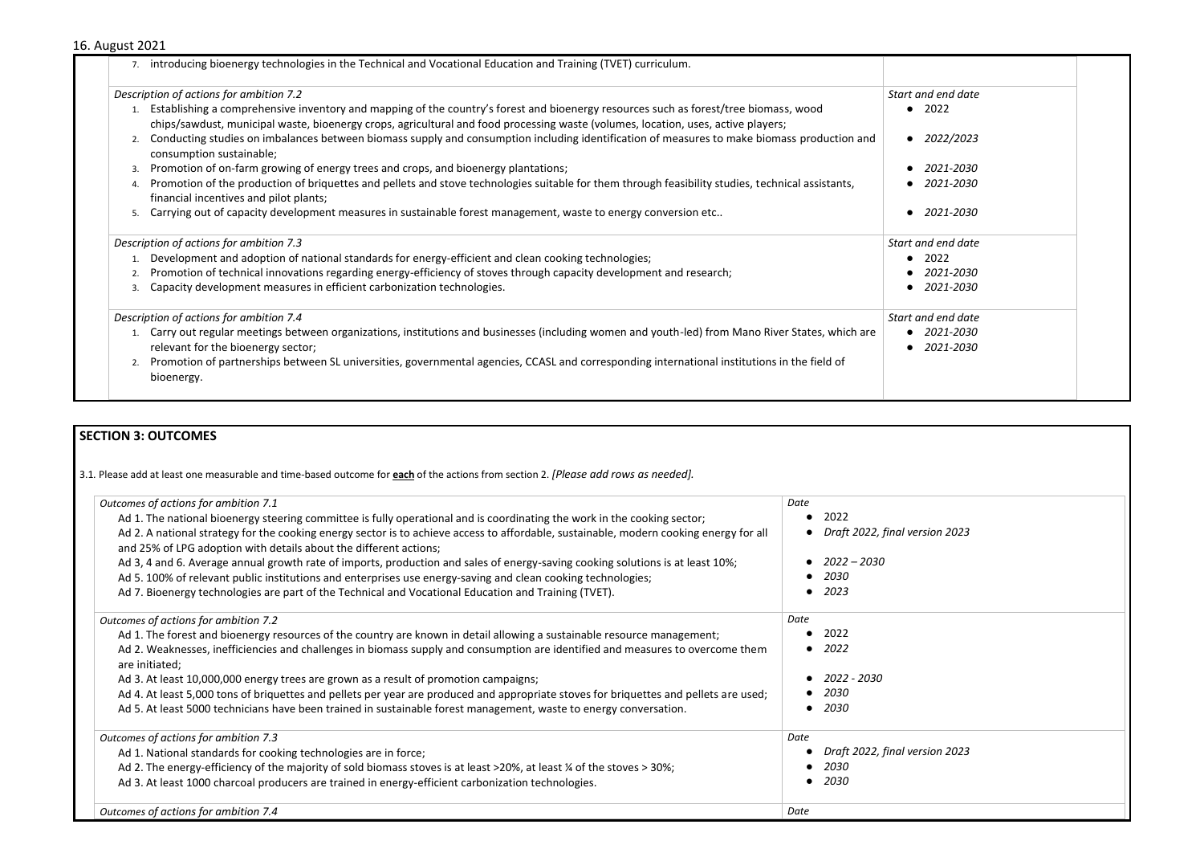| 7. introducing bioenergy technologies in the Technical and Vocational Education and Training (TVET) curriculum. | |
|---|---|
| *Description of actions for ambition 7.2*<br>1. Establishing a comprehensive inventory and mapping of the country's forest and bioenergy resources such as forest/tree biomass, wood chips/sawdust, municipal waste, bioenergy crops, agricultural and food processing waste (volumes, location, uses, active players;<br>2. Conducting studies on imbalances between biomass supply and consumption including identification of measures to make biomass production and consumption sustainable;<br>3. Promotion of on-farm growing of energy trees and crops, and bioenergy plantations;<br>4. Promotion of the production of briquettes and pellets and stove technologies suitable for them through feasibility studies, technical assistants, financial incentives and pilot plants;<br>5. Carrying out of capacity development measures in sustainable forest management, waste to energy conversion etc.. | *Start and end date*<br>• 2022<br>• *2022/2023*<br>• *2021-2030*<br>• *2021-2030*<br>• *2021-2030* |
| *Description of actions for ambition 7.3*<br>1. Development and adoption of national standards for energy-efficient and clean cooking technologies;<br>2. Promotion of technical innovations regarding energy-efficiency of stoves through capacity development and research;<br>3. Capacity development measures in efficient carbonization technologies. | *Start and end date*<br>• 2022<br>• *2021-2030*<br>• *2021-2030* |
| *Description of actions for ambition 7.4*<br>1. Carry out regular meetings between organizations, institutions and businesses (including women and youth-led) from Mano River States, which are relevant for the bioenergy sector;<br>2. Promotion of partnerships between SL universities, governmental agencies, CCASL and corresponding international institutions in the field of bioenergy. | *Start and end date*<br>• *2021-2030*<br>• *2021-2030* |

## SECTION 3: OUTCOMES

3.1. Please add at least one measurable and time-based outcome for **each** of the actions from section 2. *[Please add rows as needed].*

| *Outcomes of actions for ambition 7.1*<br>Ad 1. The national bioenergy steering committee is fully operational and is coordinating the work in the cooking sector;<br>Ad 2. A national strategy for the cooking energy sector is to achieve access to affordable, sustainable, modern cooking energy for all and 25% of LPG adoption with details about the different actions;<br>Ad 3, 4 and 6. Average annual growth rate of imports, production and sales of energy-saving cooking solutions is at least 10%;<br>Ad 5. 100% of relevant public institutions and enterprises use energy-saving and clean cooking technologies;<br>Ad 7. Bioenergy technologies are part of the Technical and Vocational Education and Training (TVET). | *Date*<br>• 2022<br>• *Draft 2022, final version 2023*<br>• *2022 – 2030*<br>• *2030*<br>• *2023* |
|---|---|
| *Outcomes of actions for ambition 7.2*<br>Ad 1. The forest and bioenergy resources of the country are known in detail allowing a sustainable resource management;<br>Ad 2. Weaknesses, inefficiencies and challenges in biomass supply and consumption are identified and measures to overcome them are initiated;<br>Ad 3. At least 10,000,000 energy trees are grown as a result of promotion campaigns;<br>Ad 4. At least 5,000 tons of briquettes and pellets per year are produced and appropriate stoves for briquettes and pellets are used;<br>Ad 5. At least 5000 technicians have been trained in sustainable forest management, waste to energy conversation. | *Date*<br>• 2022<br>• *2022*<br>• *2022 - 2030*<br>• *2030*<br>• *2030* |
| *Outcomes of actions for ambition 7.3*<br>Ad 1. National standards for cooking technologies are in force;<br>Ad 2. The energy-efficiency of the majority of sold biomass stoves is at least >20%, at least ¼ of the stoves > 30%;<br>Ad 3. At least 1000 charcoal producers are trained in energy-efficient carbonization technologies. | *Date*<br>• *Draft 2022, final version 2023*<br>• *2030*<br>• *2030* |
| *Outcomes of actions for ambition 7.4* | *Date* |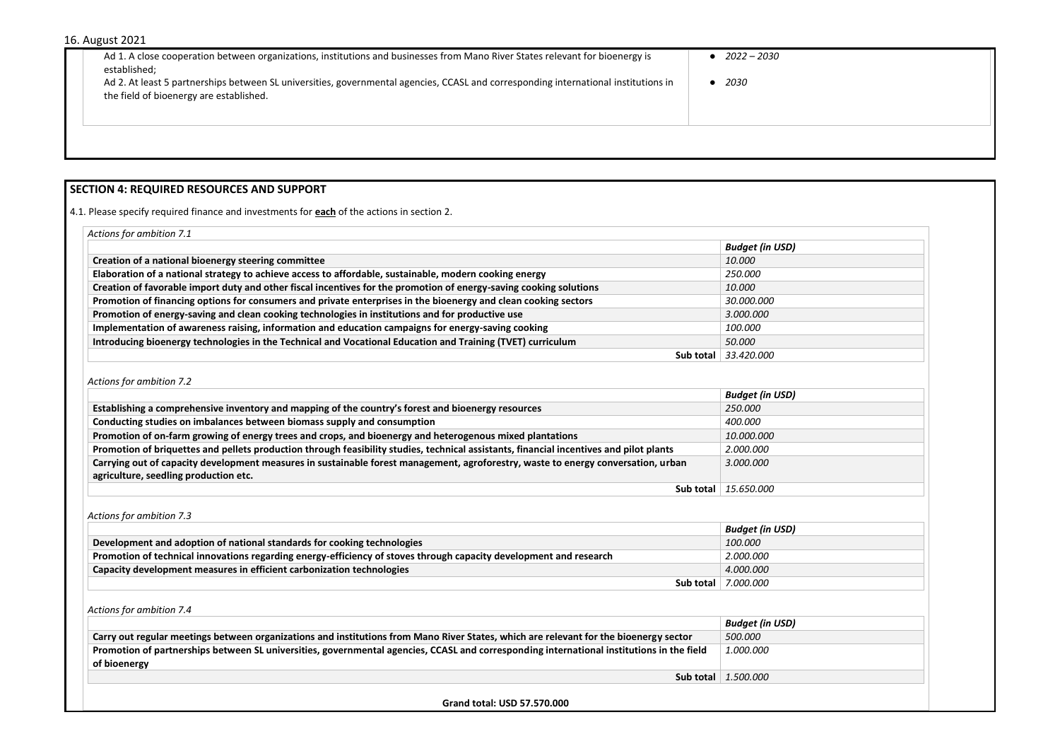| | |
|---|---|
| Ad 1. A close cooperation between organizations, institutions and businesses from Mano River States relevant for bioenergy is established; | • *2022 – 2030* |
| Ad 2. At least 5 partnerships between SL universities, governmental agencies, CCASL and corresponding international institutions in the field of bioenergy are established. | • *2030* |

## SECTION 4: REQUIRED RESOURCES AND SUPPORT

4.1. Please specify required finance and investments for **each** of the actions in section 2.

*Actions for ambition 7.1*

| | ***Budget (in USD)*** |
|---|---|
| **Creation of a national bioenergy steering committee** | *10.000* |
| **Elaboration of a national strategy to achieve access to affordable, sustainable, modern cooking energy** | *250.000* |
| **Creation of favorable import duty and other fiscal incentives for the promotion of energy-saving cooking solutions** | *10.000* |
| **Promotion of financing options for consumers and private enterprises in the bioenergy and clean cooking sectors** | *30.000.000* |
| **Promotion of energy-saving and clean cooking technologies in institutions and for productive use** | *3.000.000* |
| **Implementation of awareness raising, information and education campaigns for energy-saving cooking** | *100.000* |
| **Introducing bioenergy technologies in the Technical and Vocational Education and Training (TVET) curriculum** | *50.000* |
| **Sub total** | *33.420.000* |

*Actions for ambition 7.2*

| | ***Budget (in USD)*** |
|---|---|
| **Establishing a comprehensive inventory and mapping of the country's forest and bioenergy resources** | *250.000* |
| **Conducting studies on imbalances between biomass supply and consumption** | *400.000* |
| **Promotion of on-farm growing of energy trees and crops, and bioenergy and heterogenous mixed plantations** | *10.000.000* |
| **Promotion of briquettes and pellets production through feasibility studies, technical assistants, financial incentives and pilot plants** | *2.000.000* |
| **Carrying out of capacity development measures in sustainable forest management, agroforestry, waste to energy conversation, urban agriculture, seedling production etc.** | *3.000.000* |
| **Sub total** | *15.650.000* |

*Actions for ambition 7.3*

| | ***Budget (in USD)*** |
|---|---|
| **Development and adoption of national standards for cooking technologies** | *100.000* |
| **Promotion of technical innovations regarding energy-efficiency of stoves through capacity development and research** | *2.000.000* |
| **Capacity development measures in efficient carbonization technologies** | *4.000.000* |
| **Sub total** | *7.000.000* |

*Actions for ambition 7.4*

| | ***Budget (in USD)*** |
|---|---|
| **Carry out regular meetings between organizations and institutions from Mano River States, which are relevant for the bioenergy sector** | *500.000* |
| **Promotion of partnerships between SL universities, governmental agencies, CCASL and corresponding international institutions in the field of bioenergy** | *1.000.000* |
| **Sub total** | *1.500.000* |

**Grand total: USD 57.570.000**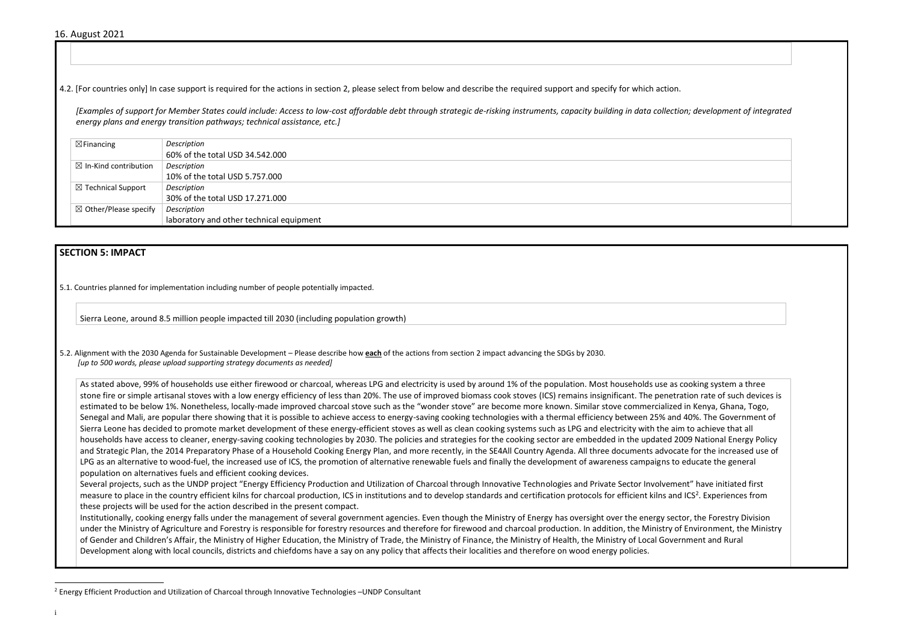16. August 2021

4.2. [For countries only] In case support is required for the actions in section 2, please select from below and describe the required support and specify for which action.

*[Examples of support for Member States could include: Access to low-cost affordable debt through strategic de-risking instruments, capacity building in data collection; development of integrated energy plans and energy transition pathways; technical assistance, etc.]*

| | |
|---|---|
| ☒Financing | *Description*<br>60% of the total USD 34.542.000 |
| ☒ In-Kind contribution | *Description*<br>10% of the total USD 5.757.000 |
| ☒ Technical Support | *Description*<br>30% of the total USD 17.271.000 |
| ☒ Other/Please specify | *Description*<br>laboratory and other technical equipment |

## SECTION 5: IMPACT

5.1. Countries planned for implementation including number of people potentially impacted.

Sierra Leone, around 8.5 million people impacted till 2030 (including population growth)

5.2. Alignment with the 2030 Agenda for Sustainable Development – Please describe how **each** of the actions from section 2 impact advancing the SDGs by 2030.
*[up to 500 words, please upload supporting strategy documents as needed]*

As stated above, 99% of households use either firewood or charcoal, whereas LPG and electricity is used by around 1% of the population. Most households use as cooking system a three stone fire or simple artisanal stoves with a low energy efficiency of less than 20%. The use of improved biomass cook stoves (ICS) remains insignificant. The penetration rate of such devices is estimated to be below 1%. Nonetheless, locally-made improved charcoal stove such as the "wonder stove" are become more known. Similar stove commercialized in Kenya, Ghana, Togo, Senegal and Mali, are popular there showing that it is possible to achieve access to energy-saving cooking technologies with a thermal efficiency between 25% and 40%. The Government of Sierra Leone has decided to promote market development of these energy-efficient stoves as well as clean cooking systems such as LPG and electricity with the aim to achieve that all households have access to cleaner, energy-saving cooking technologies by 2030. The policies and strategies for the cooking sector are embedded in the updated 2009 National Energy Policy and Strategic Plan, the 2014 Preparatory Phase of a Household Cooking Energy Plan, and more recently, in the SE4All Country Agenda. All three documents advocate for the increased use of LPG as an alternative to wood-fuel, the increased use of ICS, the promotion of alternative renewable fuels and finally the development of awareness campaigns to educate the general population on alternatives fuels and efficient cooking devices.
Several projects, such as the UNDP project "Energy Efficiency Production and Utilization of Charcoal through Innovative Technologies and Private Sector Involvement" have initiated first measure to place in the country efficient kilns for charcoal production, ICS in institutions and to develop standards and certification protocols for efficient kilns and ICS[2]. Experiences from these projects will be used for the action described in the present compact.
Institutionally, cooking energy falls under the management of several government agencies. Even though the Ministry of Energy has oversight over the energy sector, the Forestry Division under the Ministry of Agriculture and Forestry is responsible for forestry resources and therefore for firewood and charcoal production. In addition, the Ministry of Environment, the Ministry of Gender and Children's Affair, the Ministry of Higher Education, the Ministry of Trade, the Ministry of Finance, the Ministry of Health, the Ministry of Local Government and Rural Development along with local councils, districts and chiefdoms have a say on any policy that affects their localities and therefore on wood energy policies.

---

[2] Energy Efficient Production and Utilization of Charcoal through Innovative Technologies –UNDP Consultant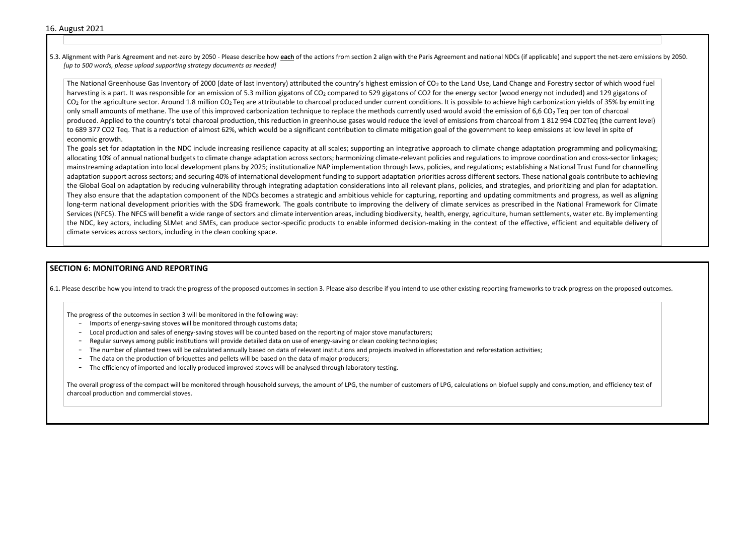5.3. Alignment with Paris Agreement and net-zero by 2050 - Please describe how **each** of the actions from section 2 align with the Paris Agreement and national NDCs (if applicable) and support the net-zero emissions by 2050. *[up to 500 words, please upload supporting strategy documents as needed]*

The National Greenhouse Gas Inventory of 2000 (date of last inventory) attributed the country's highest emission of $CO_2$ to the Land Use, Land Change and Forestry sector of which wood fuel harvesting is a part. It was responsible for an emission of 5.3 million gigatons of $CO_2$ compared to 529 gigatons of CO2 for the energy sector (wood energy not included) and 129 gigatons of $CO_2$ for the agriculture sector. Around 1.8 million $CO_2$ Teq are attributable to charcoal produced under current conditions. It is possible to achieve high carbonization yields of 35% by emitting only small amounts of methane. The use of this improved carbonization technique to replace the methods currently used would avoid the emission of 6,6 $CO_2$ Teq per ton of charcoal produced. Applied to the country's total charcoal production, this reduction in greenhouse gases would reduce the level of emissions from charcoal from 1 812 994 CO2Teq (the current level) to 689 377 CO2 Teq. That is a reduction of almost 62%, which would be a significant contribution to climate mitigation goal of the government to keep emissions at low level in spite of economic growth.

The goals set for adaptation in the NDC include increasing resilience capacity at all scales; supporting an integrative approach to climate change adaptation programming and policymaking; allocating 10% of annual national budgets to climate change adaptation across sectors; harmonizing climate-relevant policies and regulations to improve coordination and cross-sector linkages; mainstreaming adaptation into local development plans by 2025; institutionalize NAP implementation through laws, policies, and regulations; establishing a National Trust Fund for channelling adaptation support across sectors; and securing 40% of international development funding to support adaptation priorities across different sectors. These national goals contribute to achieving the Global Goal on adaptation by reducing vulnerability through integrating adaptation considerations into all relevant plans, policies, and strategies, and prioritizing and plan for adaptation. They also ensure that the adaptation component of the NDCs becomes a strategic and ambitious vehicle for capturing, reporting and updating commitments and progress, as well as aligning long-term national development priorities with the SDG framework. The goals contribute to improving the delivery of climate services as prescribed in the National Framework for Climate Services (NFCS). The NFCS will benefit a wide range of sectors and climate intervention areas, including biodiversity, health, energy, agriculture, human settlements, water etc. By implementing the NDC, key actors, including SLMet and SMEs, can produce sector-specific products to enable informed decision-making in the context of the effective, efficient and equitable delivery of climate services across sectors, including in the clean cooking space.

## SECTION 6: MONITORING AND REPORTING

6.1. Please describe how you intend to track the progress of the proposed outcomes in section 3. Please also describe if you intend to use other existing reporting frameworks to track progress on the proposed outcomes.

The progress of the outcomes in section 3 will be monitored in the following way:

- Imports of energy-saving stoves will be monitored through customs data;
- Local production and sales of energy-saving stoves will be counted based on the reporting of major stove manufacturers;
- Regular surveys among public institutions will provide detailed data on use of energy-saving or clean cooking technologies;
- The number of planted trees will be calculated annually based on data of relevant institutions and projects involved in afforestation and reforestation activities;
- The data on the production of briquettes and pellets will be based on the data of major producers;
- The efficiency of imported and locally produced improved stoves will be analysed through laboratory testing.

The overall progress of the compact will be monitored through household surveys, the amount of LPG, the number of customers of LPG, calculations on biofuel supply and consumption, and efficiency test of charcoal production and commercial stoves.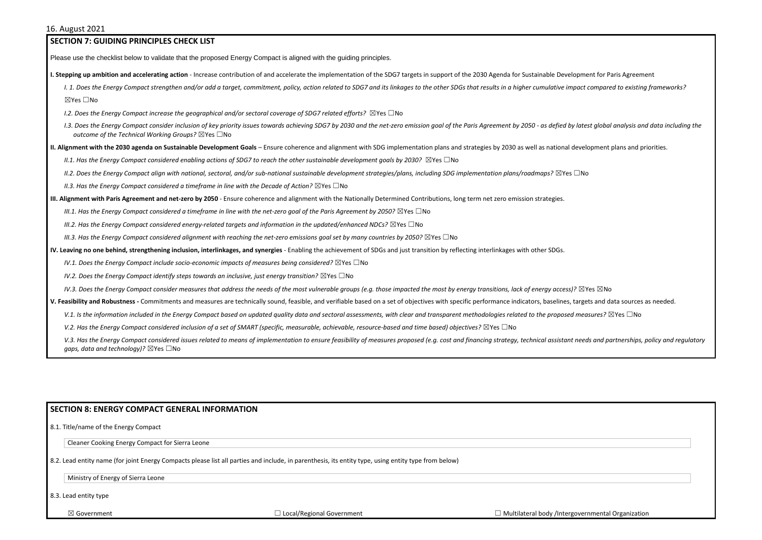16. August 2021

## SECTION 7: GUIDING PRINCIPLES CHECK LIST

Please use the checklist below to validate that the proposed Energy Compact is aligned with the guiding principles.

**I. Stepping up ambition and accelerating action** - Increase contribution of and accelerate the implementation of the SDG7 targets in support of the 2030 Agenda for Sustainable Development for Paris Agreement

*I. 1. Does the Energy Compact strengthen and/or add a target, commitment, policy, action related to SDG7 and its linkages to the other SDGs that results in a higher cumulative impact compared to existing frameworks?*

☒Yes ☐No

*I.2. Does the Energy Compact increase the geographical and/or sectoral coverage of SDG7 related efforts?* ☒Yes ☐No

*I.3. Does the Energy Compact consider inclusion of key priority issues towards achieving SDG7 by 2030 and the net-zero emission goal of the Paris Agreement by 2050 - as defied by latest global analysis and data including the outcome of the Technical Working Groups?* ☒Yes ☐No

**II. Alignment with the 2030 agenda on Sustainable Development Goals** – Ensure coherence and alignment with SDG implementation plans and strategies by 2030 as well as national development plans and priorities.

*II.1. Has the Energy Compact considered enabling actions of SDG7 to reach the other sustainable development goals by 2030?* ☒Yes ☐No

*II.2. Does the Energy Compact align with national, sectoral, and/or sub-national sustainable development strategies/plans, including SDG implementation plans/roadmaps?* ☒Yes ☐No

*II.3. Has the Energy Compact considered a timeframe in line with the Decade of Action?* ☒Yes ☐No

**III. Alignment with Paris Agreement and net-zero by 2050** - Ensure coherence and alignment with the Nationally Determined Contributions, long term net zero emission strategies.

*III.1. Has the Energy Compact considered a timeframe in line with the net-zero goal of the Paris Agreement by 2050?* ☒Yes ☐No

*III.2. Has the Energy Compact considered energy-related targets and information in the updated/enhanced NDCs?* ☒Yes ☐No

*III.3. Has the Energy Compact considered alignment with reaching the net-zero emissions goal set by many countries by 2050?* ☒Yes ☐No

**IV. Leaving no one behind, strengthening inclusion, interlinkages, and synergies** - Enabling the achievement of SDGs and just transition by reflecting interlinkages with other SDGs.

*IV.1. Does the Energy Compact include socio-economic impacts of measures being considered?* ☒Yes ☐No

*IV.2. Does the Energy Compact identify steps towards an inclusive, just energy transition?* ☒Yes ☐No

*IV.3. Does the Energy Compact consider measures that address the needs of the most vulnerable groups (e.g. those impacted the most by energy transitions, lack of energy access)?* ☒Yes ☒No

**V. Feasibility and Robustness -** Commitments and measures are technically sound, feasible, and verifiable based on a set of objectives with specific performance indicators, baselines, targets and data sources as needed.

*V.1. Is the information included in the Energy Compact based on updated quality data and sectoral assessments, with clear and transparent methodologies related to the proposed measures?* ☒Yes ☐No

*V.2. Has the Energy Compact considered inclusion of a set of SMART (specific, measurable, achievable, resource-based and time based) objectives?* ☒Yes ☐No

*V.3. Has the Energy Compact considered issues related to means of implementation to ensure feasibility of measures proposed (e.g. cost and financing strategy, technical assistant needs and partnerships, policy and regulatory gaps, data and technology)?* ☒Yes ☐No

## SECTION 8: ENERGY COMPACT GENERAL INFORMATION

8.1. Title/name of the Energy Compact

Cleaner Cooking Energy Compact for Sierra Leone

8.2. Lead entity name (for joint Energy Compacts please list all parties and include, in parenthesis, its entity type, using entity type from below)

Ministry of Energy of Sierra Leone

8.3. Lead entity type

☒ Government ☐ Local/Regional Government ☐ Multilateral body /Intergovernmental Organization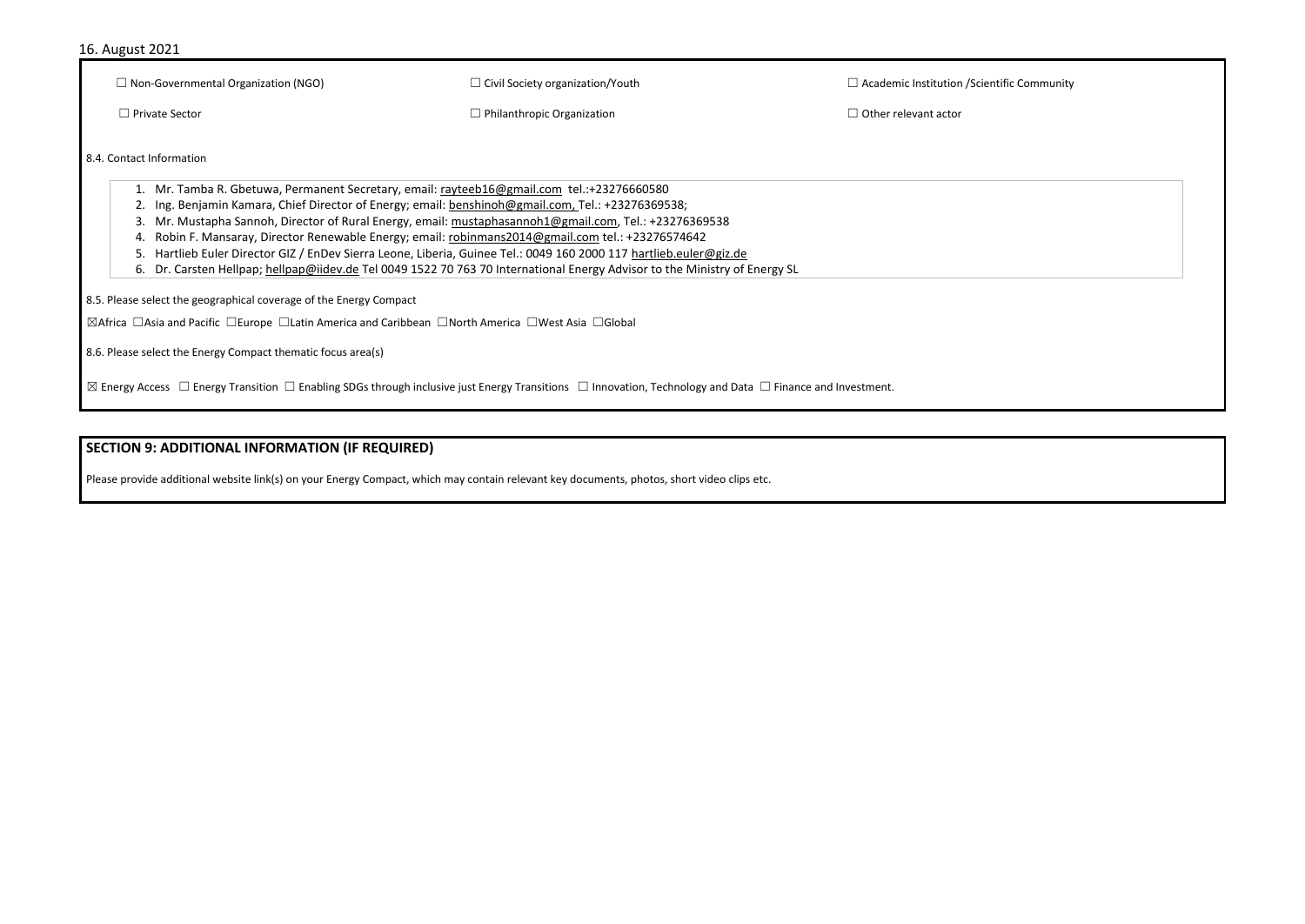☐ Non-Governmental Organization (NGO) ☐ Civil Society organization/Youth ☐ Academic Institution /Scientific Community

☐ Private Sector ☐ Philanthropic Organization ☐ Other relevant actor

8.4. Contact Information

1. Mr. Tamba R. Gbetuwa, Permanent Secretary, email: rayteeb16@gmail.com tel.:+23276660580
2. Ing. Benjamin Kamara, Chief Director of Energy; email: benshinoh@gmail.com, Tel.: +23276369538;
3. Mr. Mustapha Sannoh, Director of Rural Energy, email: mustaphasannoh1@gmail.com, Tel.: +23276369538
4. Robin F. Mansaray, Director Renewable Energy; email: robinmans2014@gmail.com tel.: +23276574642
5. Hartlieb Euler Director GIZ / EnDev Sierra Leone, Liberia, Guinee Tel.: 0049 160 2000 117 hartlieb.euler@giz.de
6. Dr. Carsten Hellpap; hellpap@iidev.de Tel 0049 1522 70 763 70 International Energy Advisor to the Ministry of Energy SL

8.5. Please select the geographical coverage of the Energy Compact

☒Africa ☐Asia and Pacific ☐Europe ☐Latin America and Caribbean ☐North America ☐West Asia ☐Global

8.6. Please select the Energy Compact thematic focus area(s)

☒ Energy Access ☐ Energy Transition ☐ Enabling SDGs through inclusive just Energy Transitions ☐ Innovation, Technology and Data ☐ Finance and Investment.

## SECTION 9: ADDITIONAL INFORMATION (IF REQUIRED)

Please provide additional website link(s) on your Energy Compact, which may contain relevant key documents, photos, short video clips etc.